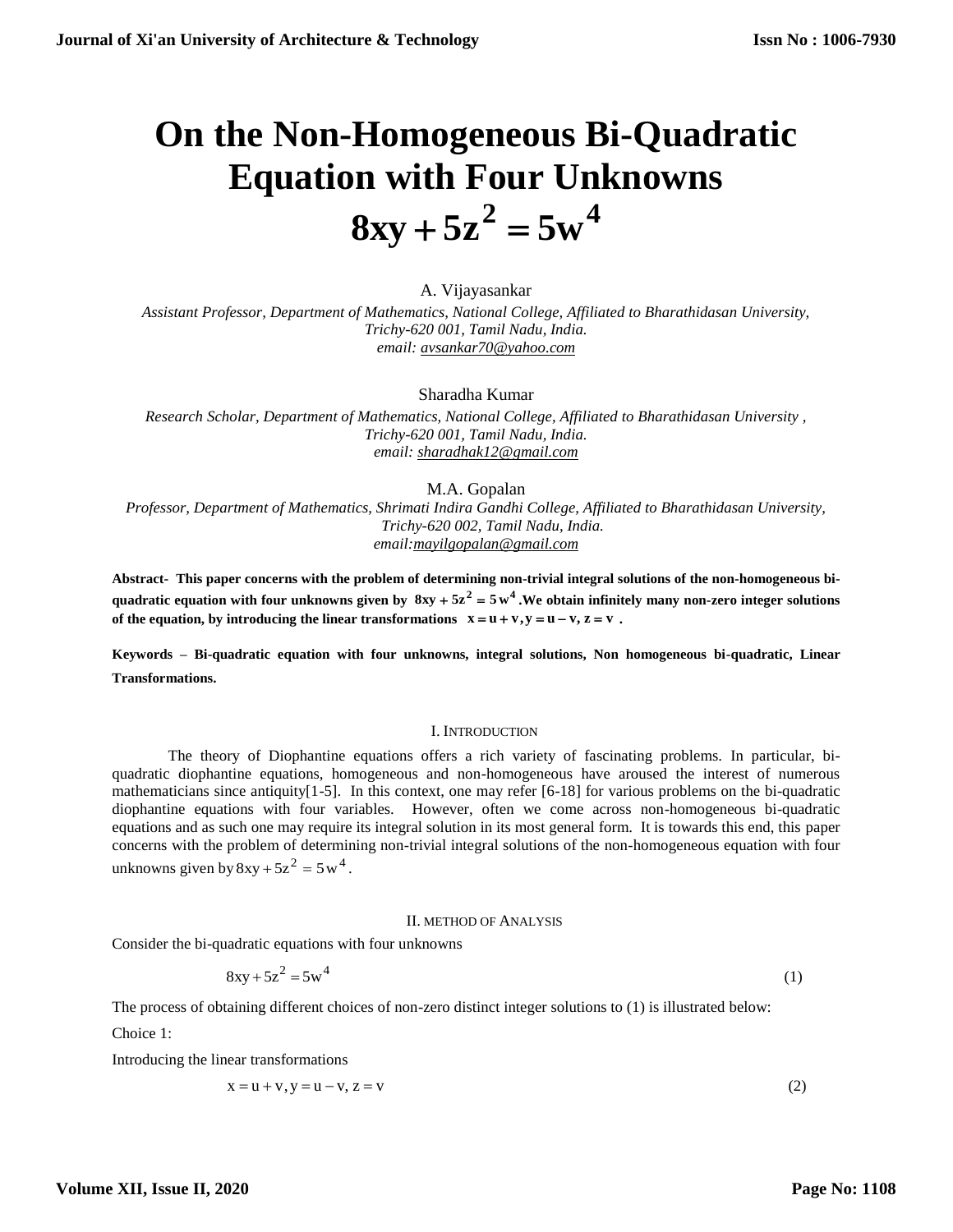# On the Non-Homogeneous Bi-Quadratic Equation with Four Unknowns $8xy + 5z^2 = 5w^4$

A. Vijayasankar

*Assistant Professor, Department of Mathematics, National College, Affiliated to Bharathidasan University, Trichy-620 001, Tamil Nadu, India.*
*email: avsankar70@yahoo.com*

Sharadha Kumar

*Research Scholar, Department of Mathematics, National College, Affiliated to Bharathidasan University , Trichy-620 001, Tamil Nadu, India.*
*email: sharadhak12@gmail.com*

M.A. Gopalan

*Professor, Department of Mathematics, Shrimati Indira Gandhi College, Affiliated to Bharathidasan University, Trichy-620 002, Tamil Nadu, India.*
*email:mayilgopalan@gmail.com*

**Abstract- This paper concerns with the problem of determining non-trivial integral solutions of the non-homogeneous bi-quadratic equation with four unknowns given by $8xy + 5z^2 = 5w^4$.We obtain infinitely many non-zero integer solutions of the equation, by introducing the linear transformations $x = u + v, y = u - v, z = v$ .**

**Keywords – Bi-quadratic equation with four unknowns, integral solutions, Non homogeneous bi-quadratic, Linear Transformations.**

## I. Introduction

The theory of Diophantine equations offers a rich variety of fascinating problems. In particular, bi-quadratic diophantine equations, homogeneous and non-homogeneous have aroused the interest of numerous mathematicians since antiquity[1-5]. In this context, one may refer [6-18] for various problems on the bi-quadratic diophantine equations with four variables. However, often we come across non-homogeneous bi-quadratic equations and as such one may require its integral solution in its most general form. It is towards this end, this paper concerns with the problem of determining non-trivial integral solutions of the non-homogeneous equation with four unknowns given by $8xy + 5z^2 = 5w^4$.

## II. Method of Analysis

Consider the bi-quadratic equations with four unknowns

$$8xy + 5z^2 = 5w^4 \tag{1}$$

The process of obtaining different choices of non-zero distinct integer solutions to (1) is illustrated below:

Choice 1:

Introducing the linear transformations

$$x = u + v, y = u - v, z = v \tag{2}$$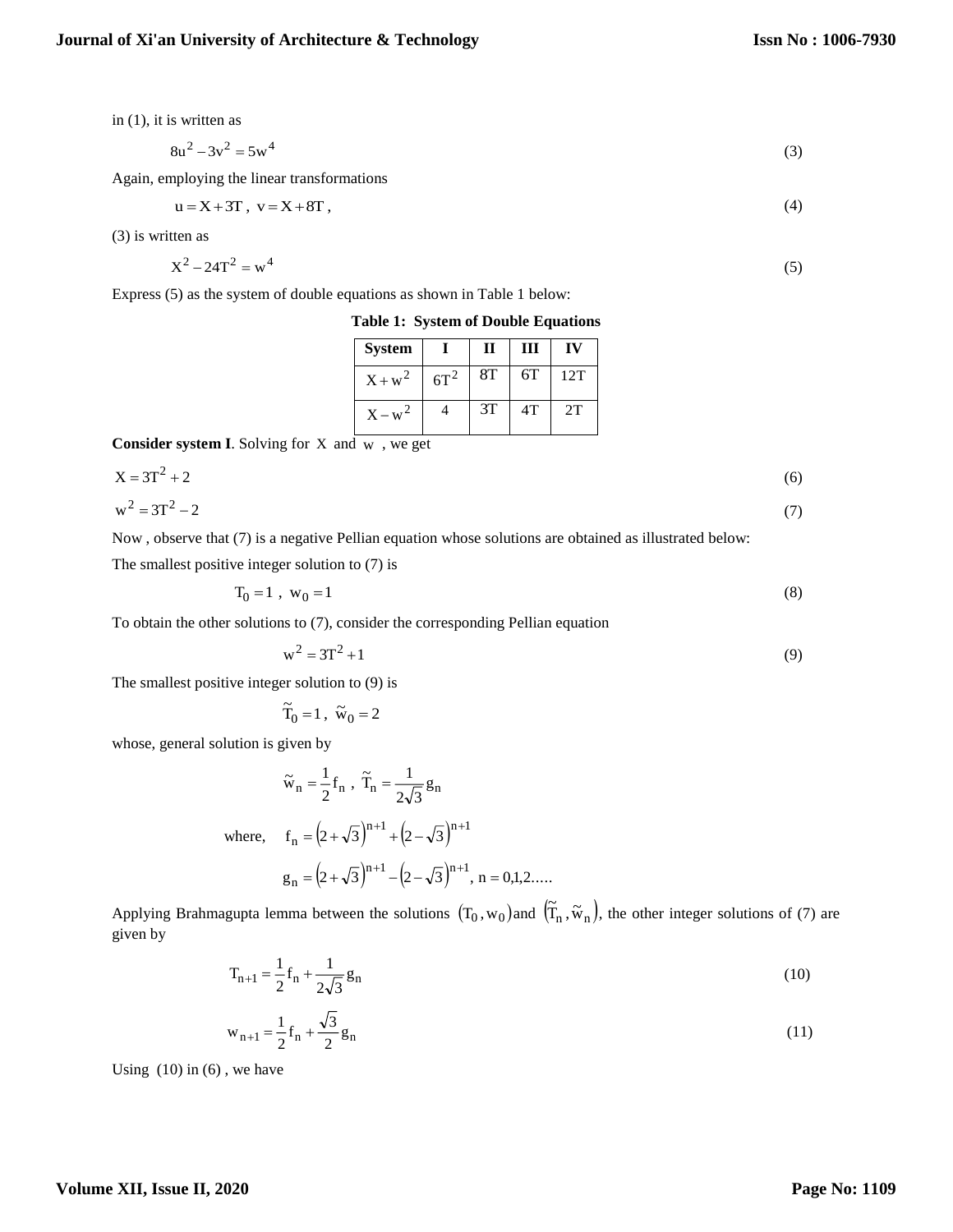in (1), it is written as

$$8u^2 - 3v^2 = 5w^4 \tag{3}$$

Again, employing the linear transformations

$$u = X + 3T,\ v = X + 8T, \tag{4}$$

(3) is written as

$$X^2 - 24T^2 = w^4 \tag{5}$$

Express (5) as the system of double equations as shown in Table 1 below:

**Table 1: System of Double Equations**

| System | I | II | III | IV |
|---|---|---|---|---|
| $X + w^2$ | $6T^2$ | 8T | 6T | 12T |
| $X - w^2$ | 4 | 3T | 4T | 2T |

**Consider system I**. Solving for $X$ and $w$, we get

$$X = 3T^2 + 2 \tag{6}$$

$$w^2 = 3T^2 - 2 \tag{7}$$

Now , observe that (7) is a negative Pellian equation whose solutions are obtained as illustrated below:

The smallest positive integer solution to (7) is

$$T_0 = 1,\ w_0 = 1 \tag{8}$$

To obtain the other solutions to (7), consider the corresponding Pellian equation

$$w^2 = 3T^2 + 1 \tag{9}$$

The smallest positive integer solution to (9) is

$$\tilde{T}_0 = 1,\ \tilde{w}_0 = 2$$

whose, general solution is given by

$$\tilde{w}_n = \frac{1}{2} f_n,\ \tilde{T}_n = \frac{1}{2\sqrt{3}} g_n$$

where, $f_n = \left(2+\sqrt{3}\right)^{n+1} + \left(2-\sqrt{3}\right)^{n+1}$

$$g_n = \left(2+\sqrt{3}\right)^{n+1} - \left(2-\sqrt{3}\right)^{n+1},\ n = 0,1,2.....$$

Applying Brahmagupta lemma between the solutions $(T_0, w_0)$ and $(\tilde{T}_n, \tilde{w}_n)$, the other integer solutions of (7) are given by

$$T_{n+1} = \frac{1}{2} f_n + \frac{1}{2\sqrt{3}} g_n \tag{10}$$

$$w_{n+1} = \frac{1}{2} f_n + \frac{\sqrt{3}}{2} g_n \tag{11}$$

Using (10) in (6) , we have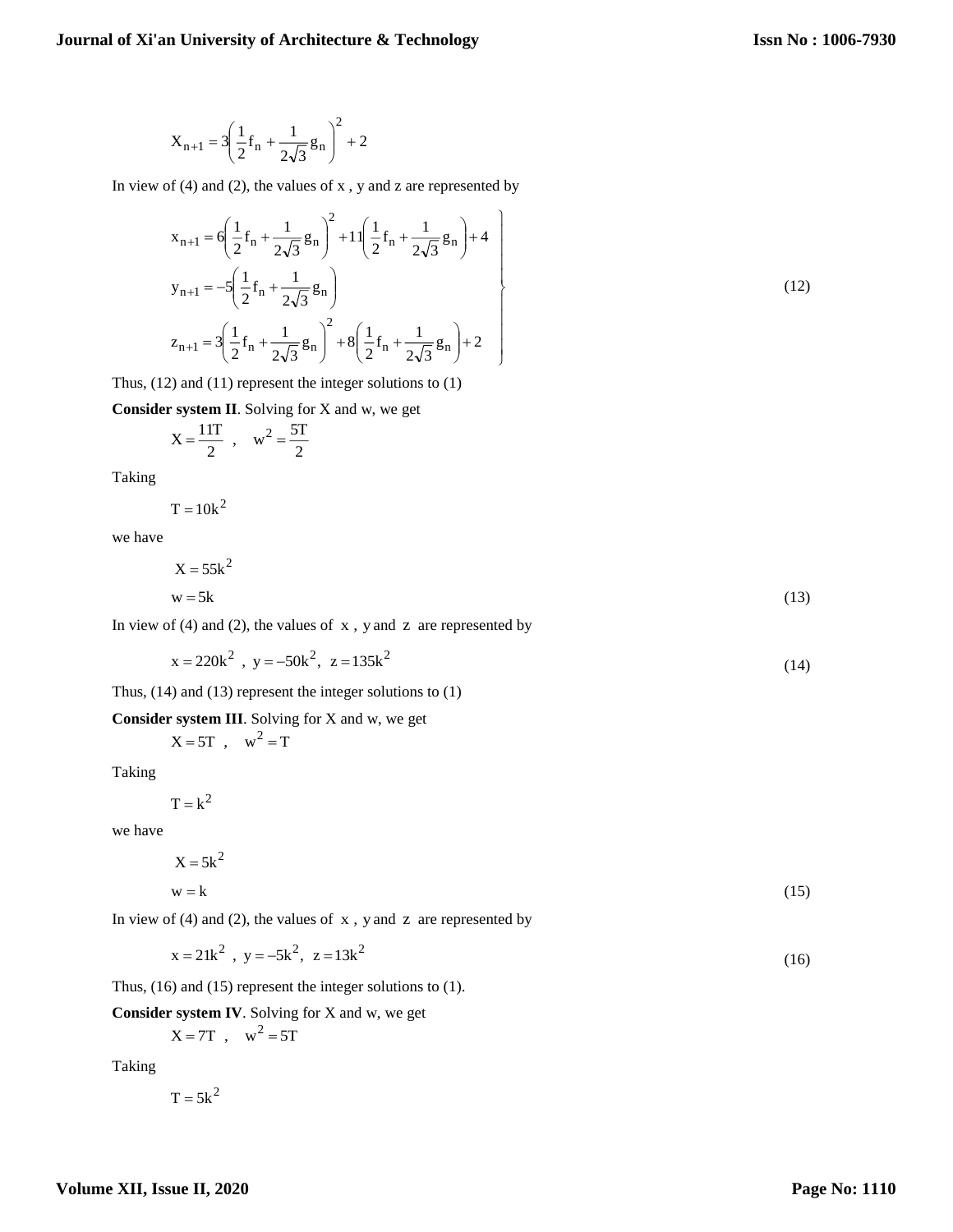$$X_{n+1} = 3\left(\frac{1}{2}f_n + \frac{1}{2\sqrt{3}}g_n\right)^2 + 2$$

In view of (4) and (2), the values of x , y and z are represented by

$$\left.\begin{aligned}
x_{n+1} &= 6\left(\frac{1}{2}f_n + \frac{1}{2\sqrt{3}}g_n\right)^2 + 11\left(\frac{1}{2}f_n + \frac{1}{2\sqrt{3}}g_n\right) + 4 \\
y_{n+1} &= -5\left(\frac{1}{2}f_n + \frac{1}{2\sqrt{3}}g_n\right) \\
z_{n+1} &= 3\left(\frac{1}{2}f_n + \frac{1}{2\sqrt{3}}g_n\right)^2 + 8\left(\frac{1}{2}f_n + \frac{1}{2\sqrt{3}}g_n\right) + 2
\end{aligned}\right\} \quad (12)$$

Thus, (12) and (11) represent the integer solutions to (1)

**Consider system II**. Solving for X and w, we get

$$X = \frac{11T}{2}\ , \quad w^2 = \frac{5T}{2}$$

Taking

$$T = 10k^2$$

we have

$$X = 55k^2$$

$$w = 5k \quad (13)$$

In view of (4) and (2), the values of x , y and z are represented by

$$x = 220k^2\ ,\ y = -50k^2,\ z = 135k^2 \quad (14)$$

Thus, (14) and (13) represent the integer solutions to (1)

**Consider system III**. Solving for X and w, we get

$$X = 5T\ , \quad w^2 = T$$

Taking

$$T = k^2$$

we have

$$X = 5k^2$$

$$w = k \quad (15)$$

In view of (4) and (2), the values of x , y and z are represented by

$$x = 21k^2\ ,\ y = -5k^2,\ z = 13k^2 \quad (16)$$

Thus, (16) and (15) represent the integer solutions to (1).

**Consider system IV**. Solving for X and w, we get

$$X = 7T\ , \quad w^2 = 5T$$

Taking

$$T = 5k^2$$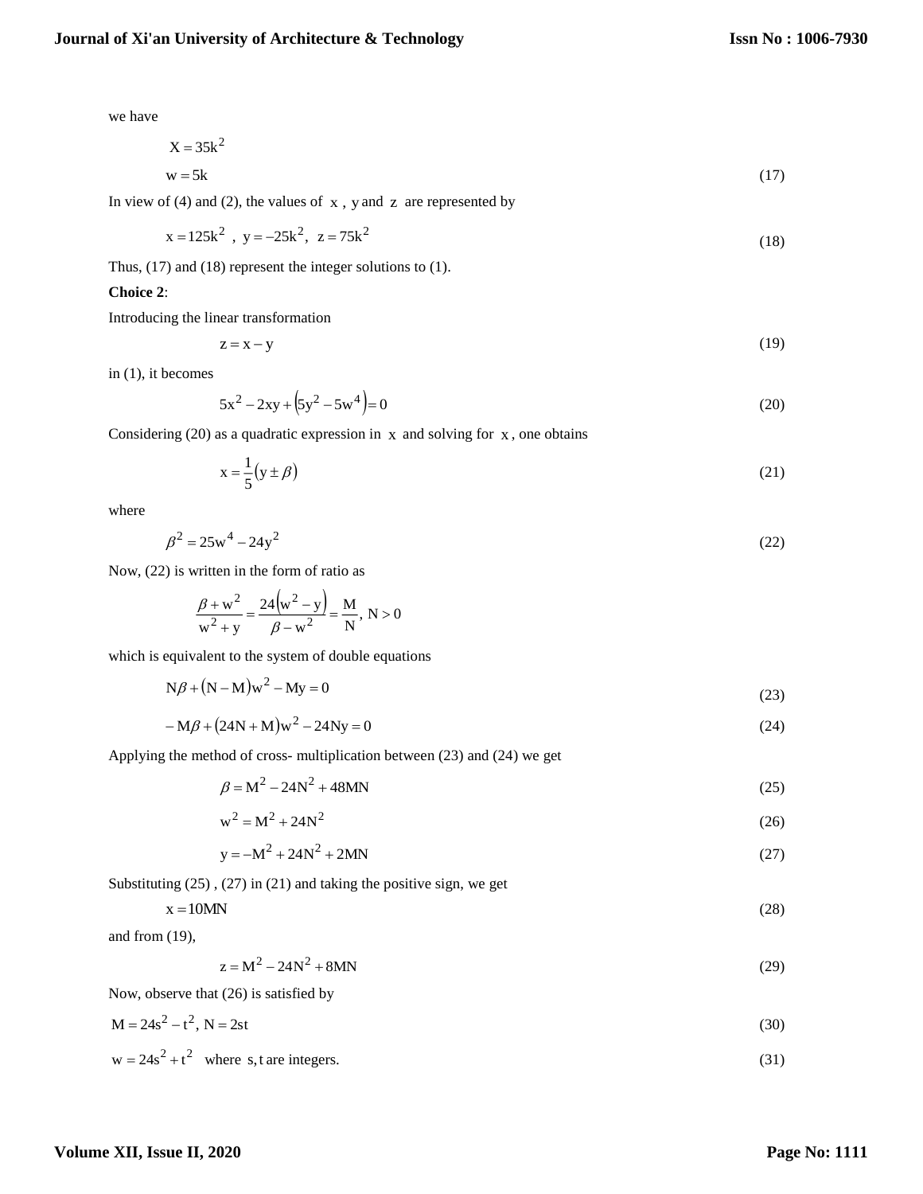we have

$$X = 35k^2$$

$$w = 5k \tag{17}$$

In view of (4) and (2), the values of $x$, $y$ and $z$ are represented by

$$x = 125k^2\ ,\ y = -25k^2,\ z = 75k^2 \tag{18}$$

Thus, (17) and (18) represent the integer solutions to (1).

**Choice 2**:

Introducing the linear transformation

$$z = x - y \tag{19}$$

in (1), it becomes

$$5x^2 - 2xy + \left(5y^2 - 5w^4\right) = 0 \tag{20}$$

Considering (20) as a quadratic expression in $x$ and solving for $x$, one obtains

$$x = \frac{1}{5}\left(y \pm \beta\right) \tag{21}$$

where

$$\beta^2 = 25w^4 - 24y^2 \tag{22}$$

Now, (22) is written in the form of ratio as

$$\frac{\beta + w^2}{w^2 + y} = \frac{24\left(w^2 - y\right)}{\beta - w^2} = \frac{M}{N},\ N > 0$$

which is equivalent to the system of double equations

$$N\beta + (N - M)w^2 - My = 0 \tag{23}$$

$$-M\beta + (24N + M)w^2 - 24Ny = 0 \tag{24}$$

Applying the method of cross- multiplication between (23) and (24) we get

$$\beta = M^2 - 24N^2 + 48MN \tag{25}$$

$$w^2 = M^2 + 24N^2 \tag{26}$$

$$y = -M^2 + 24N^2 + 2MN \tag{27}$$

Substituting (25) , (27) in (21) and taking the positive sign, we get

$$x = 10MN \tag{28}$$

and from (19),

$$z = M^2 - 24N^2 + 8MN \tag{29}$$

Now, observe that (26) is satisfied by

$$M = 24s^2 - t^2,\ N = 2st \tag{30}$$

$$w = 24s^2 + t^2 \quad \text{where } s, t \text{ are integers.} \tag{31}$$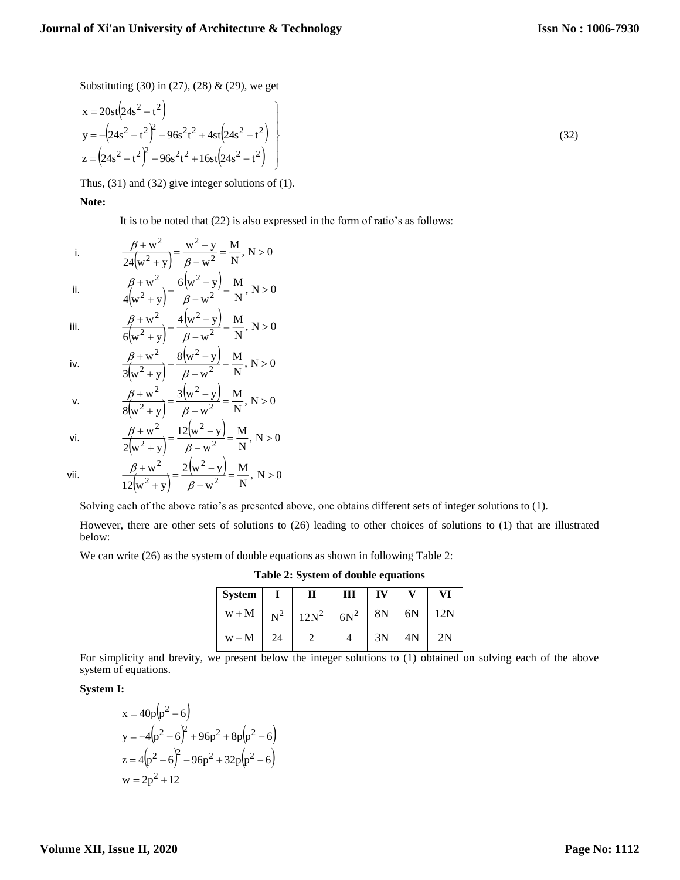Substituting (30) in (27), (28) & (29), we get

$$\left.\begin{aligned} x &= 20st\left(24s^2 - t^2\right) \\ y &= -\left(24s^2 - t^2\right)^2 + 96s^2t^2 + 4st\left(24s^2 - t^2\right) \\ z &= \left(24s^2 - t^2\right)^2 - 96s^2t^2 + 16st\left(24s^2 - t^2\right) \end{aligned}\right\} \tag{32}$$

Thus, (31) and (32) give integer solutions of (1).

**Note:**

It is to be noted that (22) is also expressed in the form of ratio's as follows:

i. $$\frac{\beta + w^2}{24\left(w^2 + y\right)} = \frac{w^2 - y}{\beta - w^2} = \frac{M}{N},\ N > 0$$

ii. $$\frac{\beta + w^2}{4\left(w^2 + y\right)} = \frac{6\left(w^2 - y\right)}{\beta - w^2} = \frac{M}{N},\ N > 0$$

iii. $$\frac{\beta + w^2}{6\left(w^2 + y\right)} = \frac{4\left(w^2 - y\right)}{\beta - w^2} = \frac{M}{N},\ N > 0$$

iv. $$\frac{\beta + w^2}{3\left(w^2 + y\right)} = \frac{8\left(w^2 - y\right)}{\beta - w^2} = \frac{M}{N},\ N > 0$$

v. $$\frac{\beta + w^2}{8\left(w^2 + y\right)} = \frac{3\left(w^2 - y\right)}{\beta - w^2} = \frac{M}{N},\ N > 0$$

vi. $$\frac{\beta + w^2}{2\left(w^2 + y\right)} = \frac{12\left(w^2 - y\right)}{\beta - w^2} = \frac{M}{N},\ N > 0$$

vii. $$\frac{\beta + w^2}{12\left(w^2 + y\right)} = \frac{2\left(w^2 - y\right)}{\beta - w^2} = \frac{M}{N},\ N > 0$$

Solving each of the above ratio's as presented above, one obtains different sets of integer solutions to (1).

However, there are other sets of solutions to (26) leading to other choices of solutions to (1) that are illustrated below:

We can write (26) as the system of double equations as shown in following Table 2:

**Table 2: System of double equations**

| System | I | II | III | IV | V | VI |
|---|---|---|---|---|---|---|
| $w + M$ | $N^2$ | $12N^2$ | $6N^2$ | 8N | 6N | 12N |
| $w - M$ | 24 | 2 | 4 | 3N | 4N | 2N |

For simplicity and brevity, we present below the integer solutions to (1) obtained on solving each of the above system of equations.

**System I:**

$$\begin{aligned} x &= 40p\left(p^2 - 6\right) \\ y &= -4\left(p^2 - 6\right)^2 + 96p^2 + 8p\left(p^2 - 6\right) \\ z &= 4\left(p^2 - 6\right)^2 - 96p^2 + 32p\left(p^2 - 6\right) \\ w &= 2p^2 + 12 \end{aligned}$$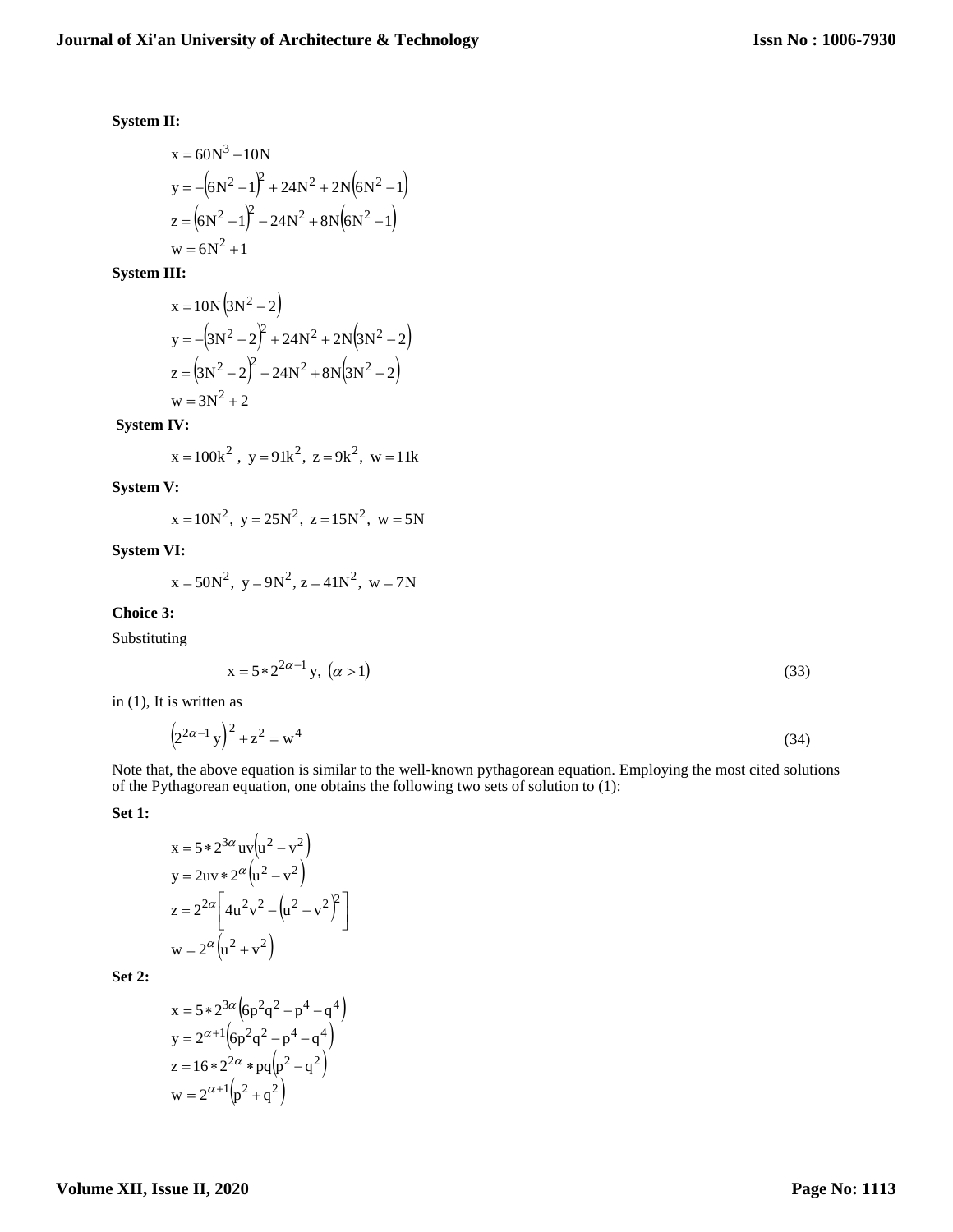**System II:**

$$
\begin{aligned}
x &= 60N^3 - 10N \\
y &= -\left(6N^2 - 1\right)^2 + 24N^2 + 2N\left(6N^2 - 1\right) \\
z &= \left(6N^2 - 1\right)^2 - 24N^2 + 8N\left(6N^2 - 1\right) \\
w &= 6N^2 + 1
\end{aligned}
$$

**System III:**

$$
\begin{aligned}
x &= 10N\left(3N^2 - 2\right) \\
y &= -\left(3N^2 - 2\right)^2 + 24N^2 + 2N\left(3N^2 - 2\right) \\
z &= \left(3N^2 - 2\right)^2 - 24N^2 + 8N\left(3N^2 - 2\right) \\
w &= 3N^2 + 2
\end{aligned}
$$

**System IV:**

$$x = 100k^2, \; y = 91k^2, \; z = 9k^2, \; w = 11k$$

**System V:**

$$x = 10N^2, \; y = 25N^2, \; z = 15N^2, \; w = 5N$$

**System VI:**

$$x = 50N^2, \; y = 9N^2, \; z = 41N^2, \; w = 7N$$

**Choice 3:**

Substituting

$$x = 5 * 2^{2\alpha - 1} y, \; (\alpha > 1) \tag{33}$$

in (1), It is written as

$$\left(2^{2\alpha - 1} y\right)^2 + z^2 = w^4 \tag{34}$$

Note that, the above equation is similar to the well-known pythagorean equation. Employing the most cited solutions of the Pythagorean equation, one obtains the following two sets of solution to (1):

**Set 1:**

$$
\begin{aligned}
x &= 5 * 2^{3\alpha} uv\left(u^2 - v^2\right) \\
y &= 2uv * 2^{\alpha}\left(u^2 - v^2\right) \\
z &= 2^{2\alpha}\left[4u^2v^2 - \left(u^2 - v^2\right)^2\right] \\
w &= 2^{\alpha}\left(u^2 + v^2\right)
\end{aligned}
$$

**Set 2:**

$$
\begin{aligned}
x &= 5 * 2^{3\alpha}\left(6p^2q^2 - p^4 - q^4\right) \\
y &= 2^{\alpha + 1}\left(6p^2q^2 - p^4 - q^4\right) \\
z &= 16 * 2^{2\alpha} * pq\left(p^2 - q^2\right) \\
w &= 2^{\alpha + 1}\left(p^2 + q^2\right)
\end{aligned}
$$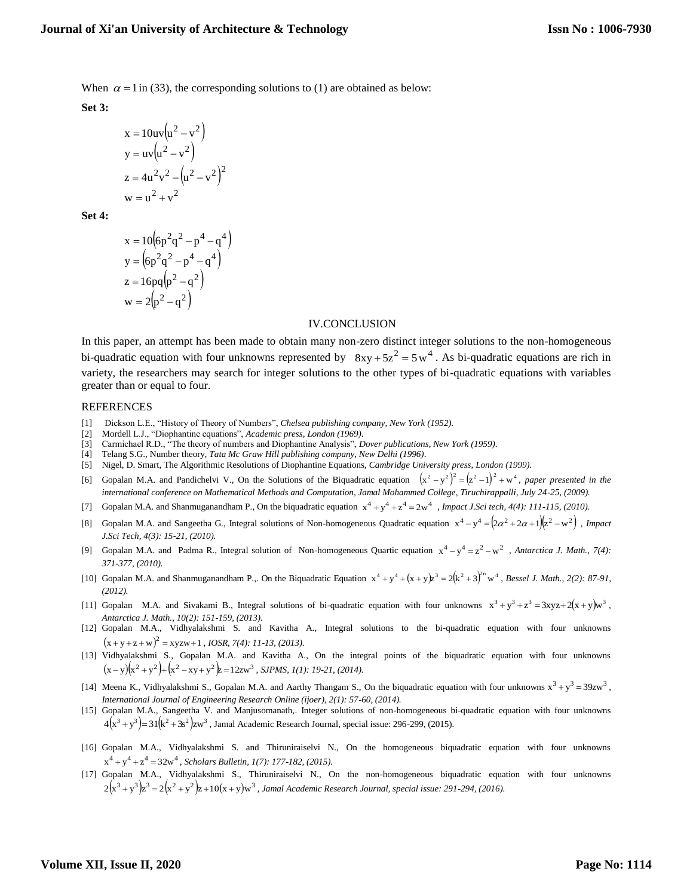When $\alpha = 1$ in (33), the corresponding solutions to (1) are obtained as below:

**Set 3:**

$$x = 10uv\left(u^2 - v^2\right)$$
$$y = uv\left(u^2 - v^2\right)$$
$$z = 4u^2v^2 - \left(u^2 - v^2\right)^2$$
$$w = u^2 + v^2$$

**Set 4:**

$$x = 10\left(6p^2q^2 - p^4 - q^4\right)$$
$$y = \left(6p^2q^2 - p^4 - q^4\right)$$
$$z = 16pq\left(p^2 - q^2\right)$$
$$w = 2\left(p^2 - q^2\right)$$

## IV.CONCLUSION

In this paper, an attempt has been made to obtain many non-zero distinct integer solutions to the non-homogeneous bi-quadratic equation with four unknowns represented by $8xy + 5z^2 = 5w^4$. As bi-quadratic equations are rich in variety, the researchers may search for integer solutions to the other types of bi-quadratic equations with variables greater than or equal to four.

## REFERENCES

[1] Dickson L.E., "History of Theory of Numbers", *Chelsea publishing company, New York (1952).*

[2] Mordell L.J., "Diophantine equations", *Academic press, London (1969).*

[3] Carmichael R.D., "The theory of numbers and Diophantine Analysis", *Dover publications, New York (1959).*

[4] Telang S.G., Number theory, *Tata Mc Graw Hill publishing company, New Delhi (1996).*

[5] Nigel, D. Smart, The Algorithmic Resolutions of Diophantine Equations, *Cambridge University press, London (1999).*

[6] Gopalan M.A. and Pandichelvi V., On the Solutions of the Biquadratic equation $\left(x^2 - y^2\right)^2 = \left(z^2 - 1\right)^2 + w^4$, *paper presented in the international conference on Mathematical Methods and Computation, Jamal Mohammed College, Tiruchirappalli, July 24-25, (2009).*

[7] Gopalan M.A. and Shanmuganandham P., On the biquadratic equation $x^4 + y^4 + z^4 = 2w^4$, *Impact J.Sci tech, 4(4): 111-115, (2010).*

[8] Gopalan M.A. and Sangeetha G., Integral solutions of Non-homogeneous Quadratic equation $x^4 - y^4 = \left(2\alpha^2 + 2\alpha + 1\right)\left(z^2 - w^2\right)$, *Impact J.Sci Tech, 4(3): 15-21, (2010).*

[9] Gopalan M.A. and Padma R., Integral solution of Non-homogeneous Quartic equation $x^4 - y^4 = z^2 - w^2$, *Antarctica J. Math., 7(4): 371-377, (2010).*

[10] Gopalan M.A. and Shanmuganandham P.,. On the Biquadratic Equation $x^4 + y^4 + (x + y)z^3 = 2\left(k^2 + 3\right)^{2n} w^4$, *Bessel J. Math., 2(2): 87-91, (2012).*

[11] Gopalan M.A. and Sivakami B., Integral solutions of bi-quadratic equation with four unknowns $x^3 + y^3 + z^3 = 3xyz + 2(x + y)w^3$, *Antarctica J. Math., 10(2): 151-159, (2013).*

[12] Gopalan M.A., Vidhyalakshmi S. and Kavitha A., Integral solutions to the bi-quadratic equation with four unknowns $(x + y + z + w)^2 = xyzw + 1$, *IOSR, 7(4): 11-13, (2013).*

[13] Vidhyalakshmi S., Gopalan M.A. and Kavitha A., On the integral points of the biquadratic equation with four unknowns $(x - y)\left(x^2 + y^2\right) + \left(x^2 - xy + y^2\right)z = 12zw^3$, *SJPMS, 1(1): 19-21, (2014).*

[14] Meena K., Vidhyalakshmi S., Gopalan M.A. and Aarthy Thangam S., On the biquadratic equation with four unknowns $x^3 + y^3 = 39zw^3$, *International Journal of Engineering Research Online (ijoer), 2(1): 57-60, (2014).*

[15] Gopalan M.A., Sangeetha V. and Manjusomanath,. Integer solutions of non-homogeneous bi-quadratic equation with four unknowns $4\left(x^3 + y^3\right) = 31\left(k^2 + 3s^2\right)zw^3$, Jamal Academic Research Journal, special issue: 296-299, (2015).

[16] Gopalan M.A., Vidhyalakshmi S. and Thiruniraiselvi N., On the homogeneous biquadratic equation with four unknowns $x^4 + y^4 + z^4 = 32w^4$, *Scholars Bulletin, 1(7): 177-182, (2015).*

[17] Gopalan M.A., Vidhyalakshmi S., Thiruniraiselvi N., On the non-homogeneous biquadratic equation with four unknowns $2\left(x^3 + y^3\right)z^3 = 2\left(x^2 + y^2\right)z + 10(x + y)w^3$, *Jamal Academic Research Journal, special issue: 291-294, (2016).*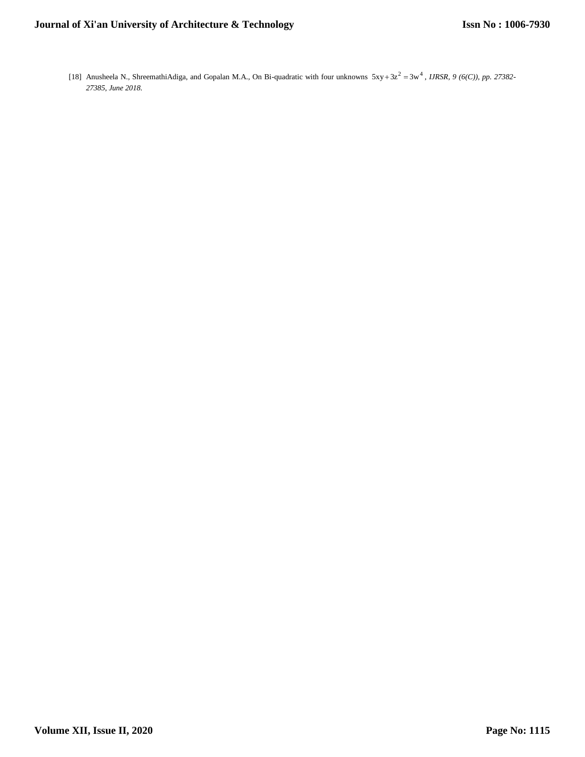[18] Anusheela N., ShreemathiAdiga, and Gopalan M.A., On Bi-quadratic with four unknowns $5xy + 3z^2 = 3w^4$, *IJRSR, 9 (6(C)), pp. 27382-27385, June 2018.*